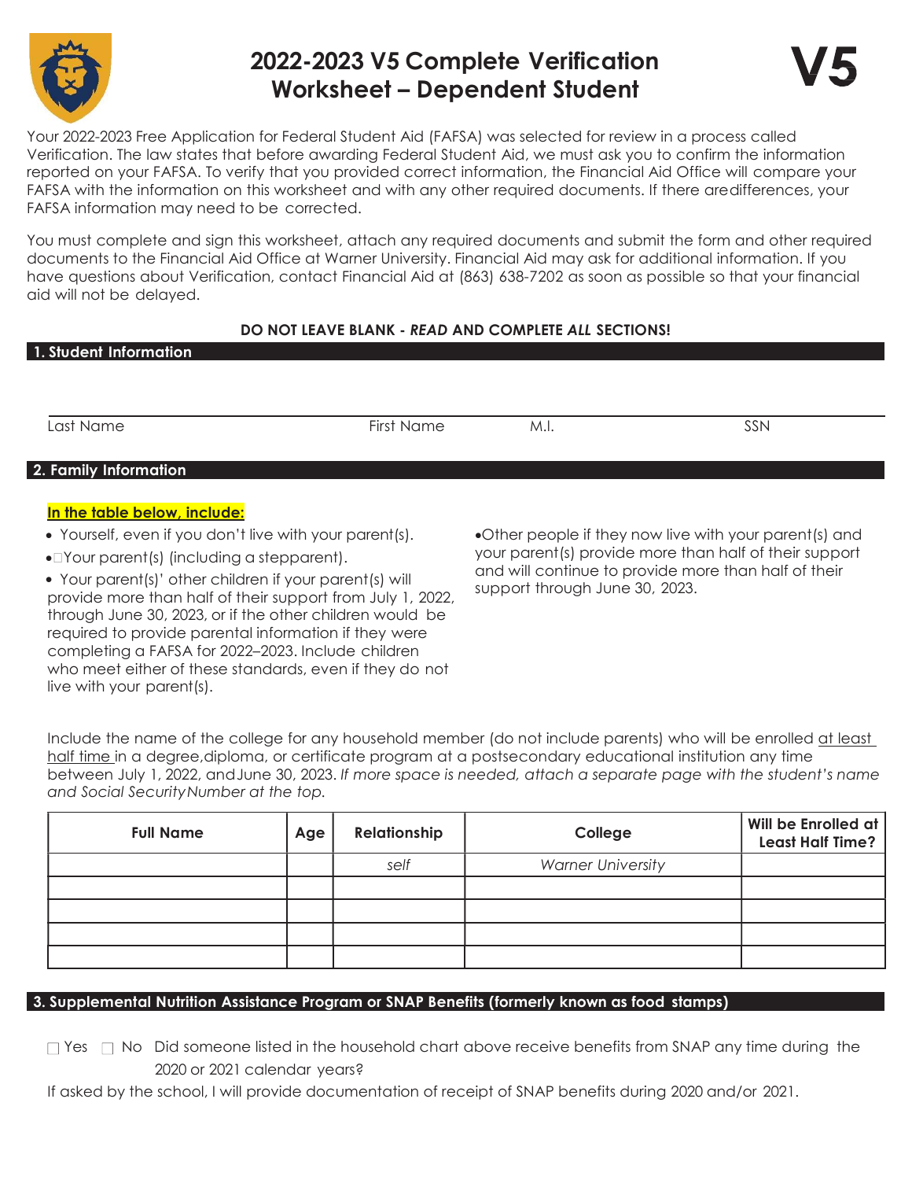# 2022-2023 V5 Complete Verification Worksheet – Dependent Student

**V5**

Your 2022-2023 Free Application for Federal Student Aid (FAFSA) was selected for review in a process called Verification. The law states that before awarding Federal Student Aid, we must ask you to confirm the information reported on your FAFSA. To verify that you provided correct information, the Financial Aid Office will compare your FAFSA with the information on this worksheet and with any other required documents. If there aredifferences, your FAFSA information may need to be corrected.

You must complete and sign this worksheet, attach any required documents and submit the form and other required documents to the Financial Aid Office at Warner University. Financial Aid may ask for additional information. If you have questions about Verification, contact Financial Aid at (863) 638-7202 as soon as possible so that your financial aid will not be delayed.

**DO NOT LEAVE BLANK - *READ* AND COMPLETE *ALL* SECTIONS!**

## 1. Student Information

| Last Name | First Name | M.I. | SSN |
|---|---|---|---|
| | | | |

## 2. Family Information

**In the table below, include:**

- Yourself, even if you don't live with your parent(s).
- Your parent(s) (including a stepparent).
- Your parent(s)' other children if your parent(s) will provide more than half of their support from July 1, 2022, through June 30, 2023, or if the other children would be required to provide parental information if they were completing a FAFSA for 2022–2023. Include children who meet either of these standards, even if they do not live with your parent(s).
- Other people if they now live with your parent(s) and your parent(s) provide more than half of their support and will continue to provide more than half of their support through June 30, 2023.

Include the name of the college for any household member (do not include parents) who will be enrolled at least half time in a degree,diploma, or certificate program at a postsecondary educational institution any time between July 1, 2022, andJune 30, 2023. *If more space is needed, attach a separate page with the student's name and Social SecurityNumber at the top.*

| Full Name | Age | Relationship | College | Will be Enrolled at Least Half Time? |
|---|---|---|---|---|
| | | *self* | *Warner University* | |
| | | | | |
| | | | | |
| | | | | |
| | | | | |

## 3. Supplemental Nutrition Assistance Program or SNAP Benefits (formerly known as food stamps)

☐ Yes ☐ No Did someone listed in the household chart above receive benefits from SNAP any time during the 2020 or 2021 calendar years?

If asked by the school, I will provide documentation of receipt of SNAP benefits during 2020 and/or 2021.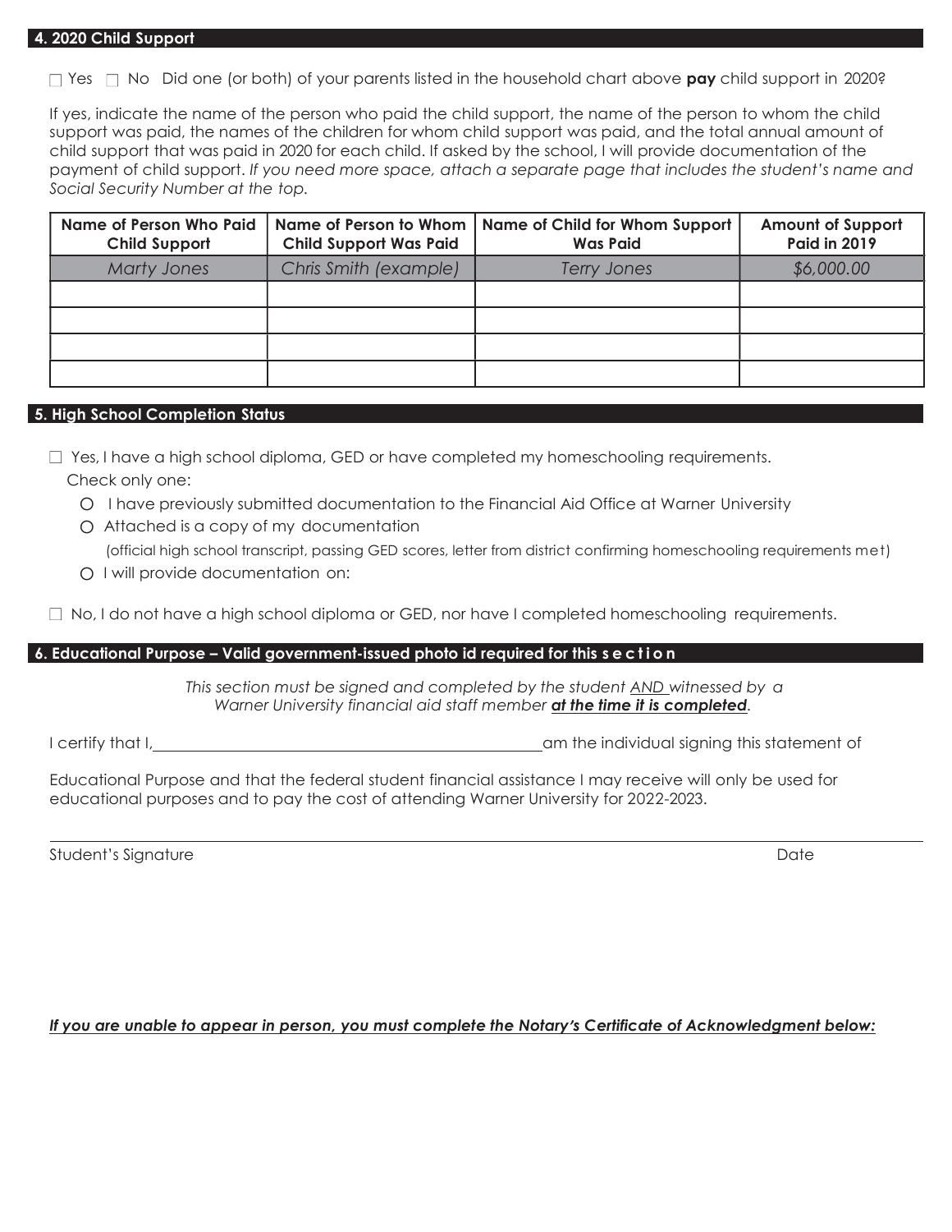## 4. 2020 Child Support

☐ Yes ☐ No Did one (or both) of your parents listed in the household chart above **pay** child support in 2020?

If yes, indicate the name of the person who paid the child support, the name of the person to whom the child support was paid, the names of the children for whom child support was paid, and the total annual amount of child support that was paid in 2020 for each child. If asked by the school, I will provide documentation of the payment of child support. *If you need more space, attach a separate page that includes the student's name and Social Security Number at the top.*

| Name of Person Who Paid Child Support | Name of Person to Whom Child Support Was Paid | Name of Child for Whom Support Was Paid | Amount of Support Paid in 2019 |
|---|---|---|---|
| *Marty Jones* | *Chris Smith (example)* | *Terry Jones* | *$6,000.00* |
| | | | |
| | | | |
| | | | |
| | | | |

## 5. High School Completion Status

☐ Yes, I have a high school diploma, GED or have completed my homeschooling requirements.
Check only one:

- ○ I have previously submitted documentation to the Financial Aid Office at Warner University
- ○ Attached is a copy of my documentation
  (official high school transcript, passing GED scores, letter from district confirming homeschooling requirements met)
- ○ I will provide documentation on:

☐ No, I do not have a high school diploma or GED, nor have I completed homeschooling requirements.

## 6. Educational Purpose – Valid government-issued photo id required for this section

*This section must be signed and completed by the student AND witnessed by a Warner University financial aid staff member **at the time it is completed**.*

I certify that I, \_\_\_\_\_\_\_\_\_\_\_\_\_\_\_\_\_\_\_\_\_\_\_\_\_\_\_\_\_\_\_\_\_\_\_\_\_\_\_\_ am the individual signing this statement of

Educational Purpose and that the federal student financial assistance I may receive will only be used for educational purposes and to pay the cost of attending Warner University for 2022-2023.

\_\_\_\_\_\_\_\_\_\_\_\_\_\_\_\_\_\_\_\_\_\_\_\_\_\_\_\_\_\_\_\_\_\_\_\_\_\_\_\_\_\_\_\_\_\_\_\_\_\_\_\_\_\_\_\_\_\_\_\_\_\_

Student's Signature Date

***If you are unable to appear in person, you must complete the Notary's Certificate of Acknowledgment below:***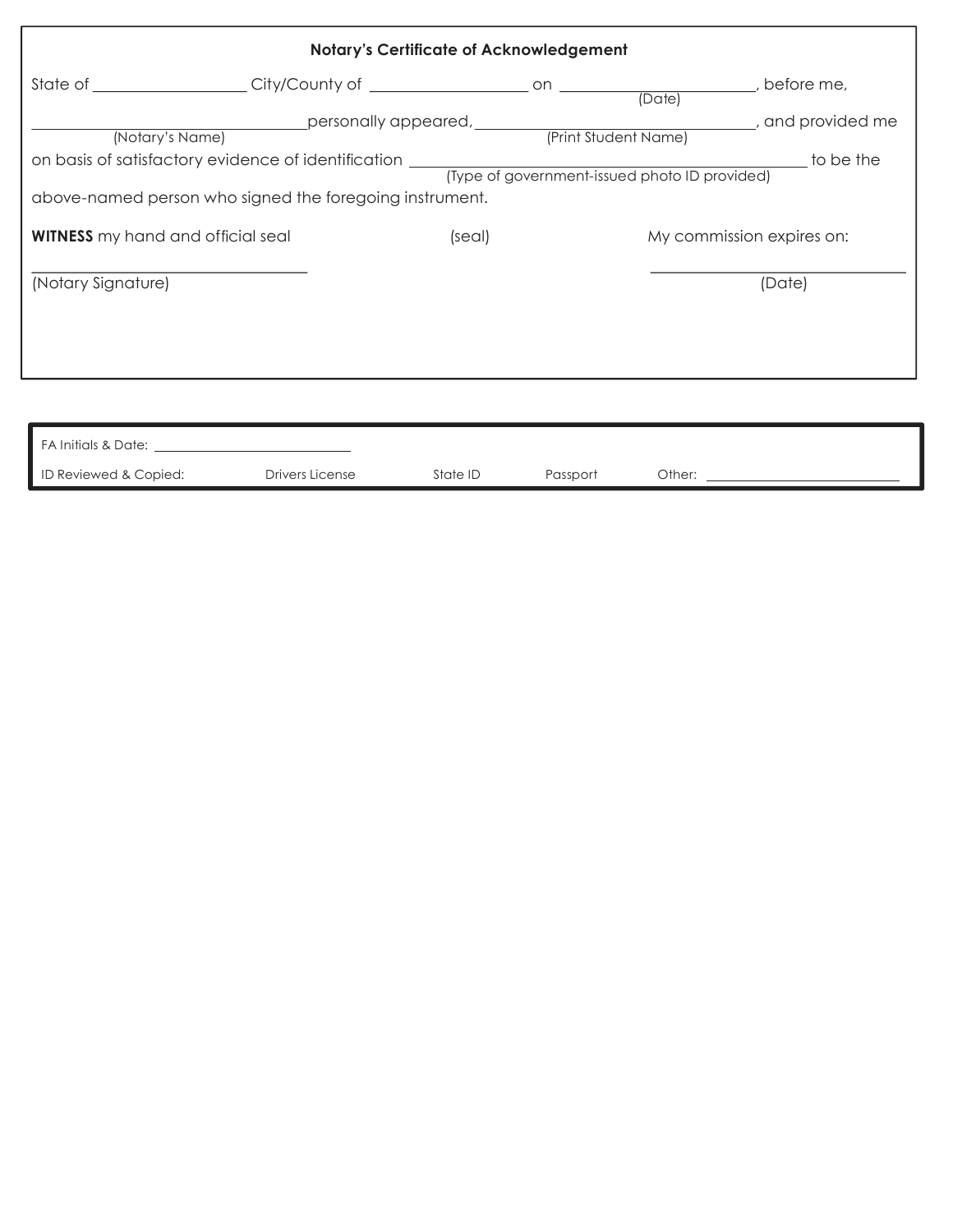### Notary's Certificate of Acknowledgement

State of ____________________ City/County of ____________________ on ________________________, before me,
(Date)

________________________________ personally appeared, ____________________________________, and provided me
(Notary's Name) (Print Student Name)

on basis of satisfactory evidence of identification ________________________________________________ to be the
(Type of government-issued photo ID provided)

above-named person who signed the foregoing instrument.

**WITNESS** my hand and official seal (seal) My commission expires on:

________________________________ ________________________________
(Notary Signature) (Date)

---

FA Initials & Date: ________________________

ID Reviewed & Copied: Drivers License State ID Passport Other: ________________________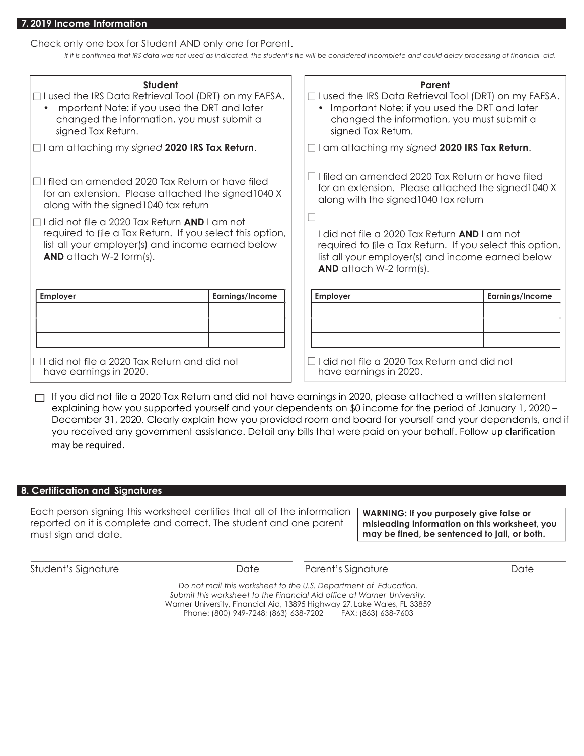## 7. 2019 Income Information

Check only one box for Student AND only one for Parent.

*If it is confirmed that IRS data was not used as indicated, the student's file will be considered incomplete and could delay processing of financial aid.*

### Student

- ☐ I used the IRS Data Retrieval Tool (DRT) on my FAFSA.
  - Important Note: if you used the DRT and later changed the information, you must submit a signed Tax Return.
- ☐ I am attaching my *signed* **2020 IRS Tax Return**.
- ☐ I filed an amended 2020 Tax Return or have filed for an extension. Please attached the signed1040 X along with the signed1040 tax return
- ☐ I did not file a 2020 Tax Return **AND** I am not required to file a Tax Return. If you select this option, list all your employer(s) and income earned below **AND** attach W-2 form(s).

| Employer | Earnings/Income |
|---|---|
| | |
| | |
| | |

- ☐ I did not file a 2020 Tax Return and did not have earnings in 2020.

### Parent

- ☐ I used the IRS Data Retrieval Tool (DRT) on my FAFSA.
  - Important Note: if you used the DRT and later changed the information, you must submit a signed Tax Return.
- ☐ I am attaching my *signed* **2020 IRS Tax Return**.
- ☐ I filed an amended 2020 Tax Return or have filed for an extension. Please attached the signed1040 X along with the signed1040 tax return
- ☐ I did not file a 2020 Tax Return **AND** I am not required to file a Tax Return. If you select this option, list all your employer(s) and income earned below **AND** attach W-2 form(s).

| Employer | Earnings/Income |
|---|---|
| | |
| | |
| | |

- ☐ I did not file a 2020 Tax Return and did not have earnings in 2020.

☐ If you did not file a 2020 Tax Return and did not have earnings in 2020, please attached a written statement explaining how you supported yourself and your dependents on $0 income for the period of January 1, 2020 – December 31, 2020. Clearly explain how you provided room and board for yourself and your dependents, and if you received any government assistance. Detail any bills that were paid on your behalf. Follow up clarification may be required.

## 8. Certification and Signatures

Each person signing this worksheet certifies that all of the information reported on it is complete and correct. The student and one parent must sign and date.

**WARNING: If you purposely give false or misleading information on this worksheet, you may be fined, be sentenced to jail, or both.**

Student's Signature Date

Parent's Signature Date

*Do not mail this worksheet to the U.S. Department of Education.*
*Submit this worksheet to the Financial Aid office at Warner University.*
Warner University, Financial Aid, 13895 Highway 27, Lake Wales, FL 33859
Phone: (800) 949-7248; (863) 638-7202 FAX: (863) 638-7603